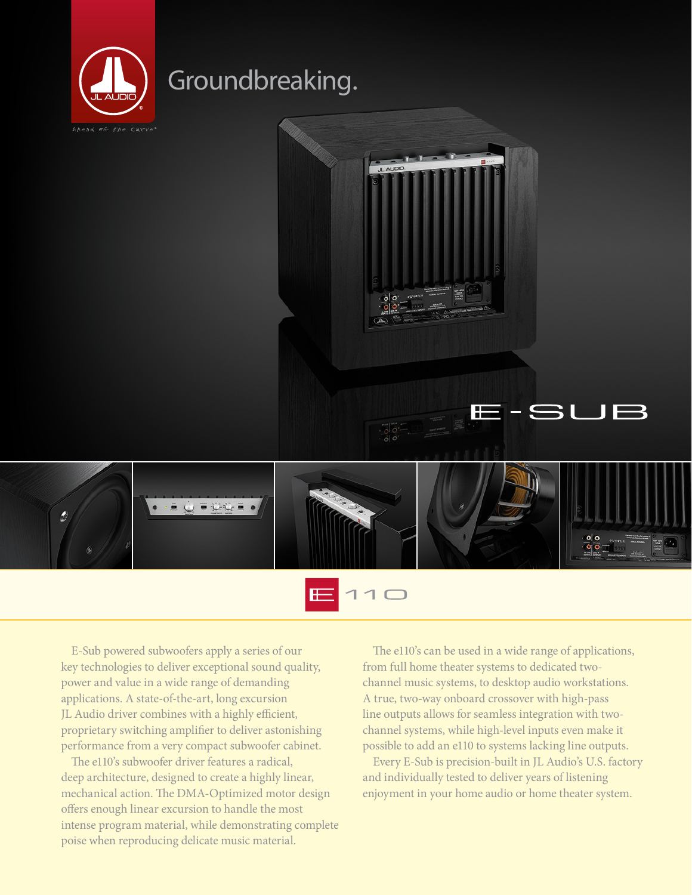# Groundbreaking.

ahead of the curve®

E-SUB

# e110

E-Sub powered subwoofers apply a series of our key technologies to deliver exceptional sound quality, power and value in a wide range of demanding applications. A state-of-the-art, long excursion JL Audio driver combines with a highly efficient, proprietary switching amplifier to deliver astonishing performance from a very compact subwoofer cabinet.

The e110's subwoofer driver features a radical, deep architecture, designed to create a highly linear, mechanical action. The DMA-Optimized motor design offers enough linear excursion to handle the most intense program material, while demonstrating complete poise when reproducing delicate music material.

The e110's can be used in a wide range of applications, from full home theater systems to dedicated two-channel music systems, to desktop audio workstations. A true, two-way onboard crossover with high-pass line outputs allows for seamless integration with two-channel systems, while high-level inputs even make it possible to add an e110 to systems lacking line outputs.

Every E-Sub is precision-built in JL Audio's U.S. factory and individually tested to deliver years of listening enjoyment in your home audio or home theater system.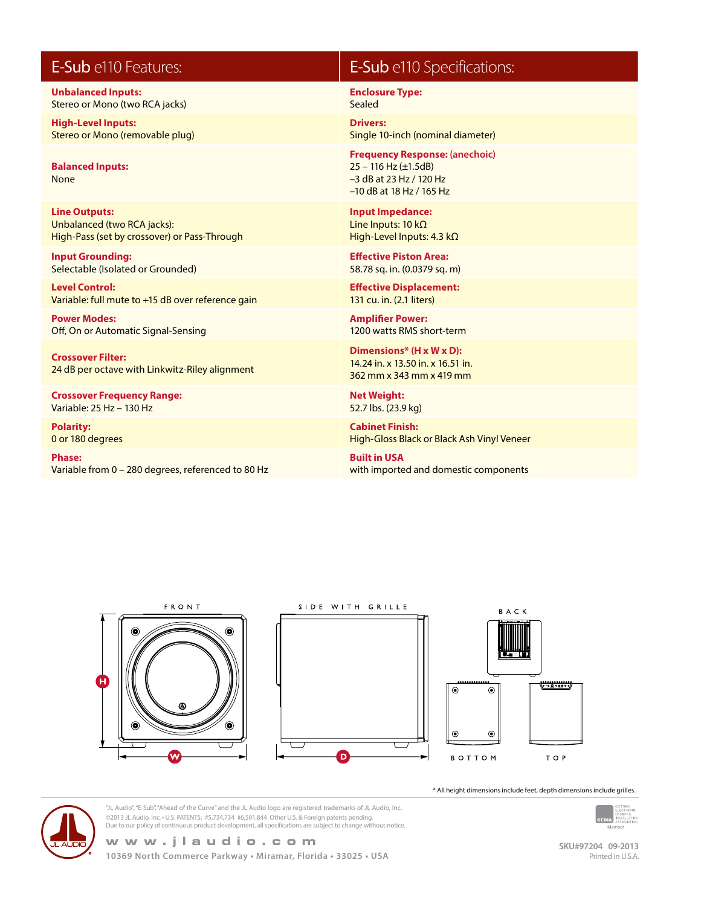## E-Sub e110 Features:

**Unbalanced Inputs:**
Stereo or Mono (two RCA jacks)

**High-Level Inputs:**
Stereo or Mono (removable plug)

**Balanced Inputs:**
None

**Line Outputs:**
Unbalanced (two RCA jacks):
High-Pass (set by crossover) or Pass-Through

**Input Grounding:**
Selectable (Isolated or Grounded)

**Level Control:**
Variable: full mute to +15 dB over reference gain

**Power Modes:**
Off, On or Automatic Signal-Sensing

**Crossover Filter:**
24 dB per octave with Linkwitz-Riley alignment

**Crossover Frequency Range:**
Variable: 25 Hz – 130 Hz

**Polarity:**
0 or 180 degrees

**Phase:**
Variable from 0 – 280 degrees, referenced to 80 Hz

## E-Sub e110 Specifications:

**Enclosure Type:**
Sealed

**Drivers:**
Single 10-inch (nominal diameter)

**Frequency Response: (anechoic)**
25 – 116 Hz (±1.5dB)
–3 dB at 23 Hz / 120 Hz
–10 dB at 18 Hz / 165 Hz

**Input Impedance:**
Line Inputs: 10 kΩ
High-Level Inputs: 4.3 kΩ

**Effective Piston Area:**
58.78 sq. in. (0.0379 sq. m)

**Effective Displacement:**
131 cu. in. (2.1 liters)

**Amplifier Power:**
1200 watts RMS short-term

**Dimensions* (H x W x D):**
14.24 in. x 13.50 in. x 16.51 in.
362 mm x 343 mm x 419 mm

**Net Weight:**
52.7 lbs. (23.9 kg)

**Cabinet Finish:**
High-Gloss Black or Black Ash Vinyl Veneer

**Built in USA**
with imported and domestic components

FRONT

SIDE WITH GRILLE

BACK

BOTTOM

TOP

H

W

D

* All height dimensions include feet, depth dimensions include grilles.

"JL Audio", "E-Sub", "Ahead of the Curve" and the JL Audio logo are registered trademarks of JL Audio, Inc.
©2013 JL Audio, Inc. • U.S. PATENTS: #5,734,734 #6,501,844 Other U.S. & Foreign patents pending.
Due to our policy of continuous product development, all specifications are subject to change without notice.

www.jlaudio.com
10369 North Commerce Parkway • Miramar, Florida • 33025 • USA

SKU#97204 09-2013
Printed in U.S.A.